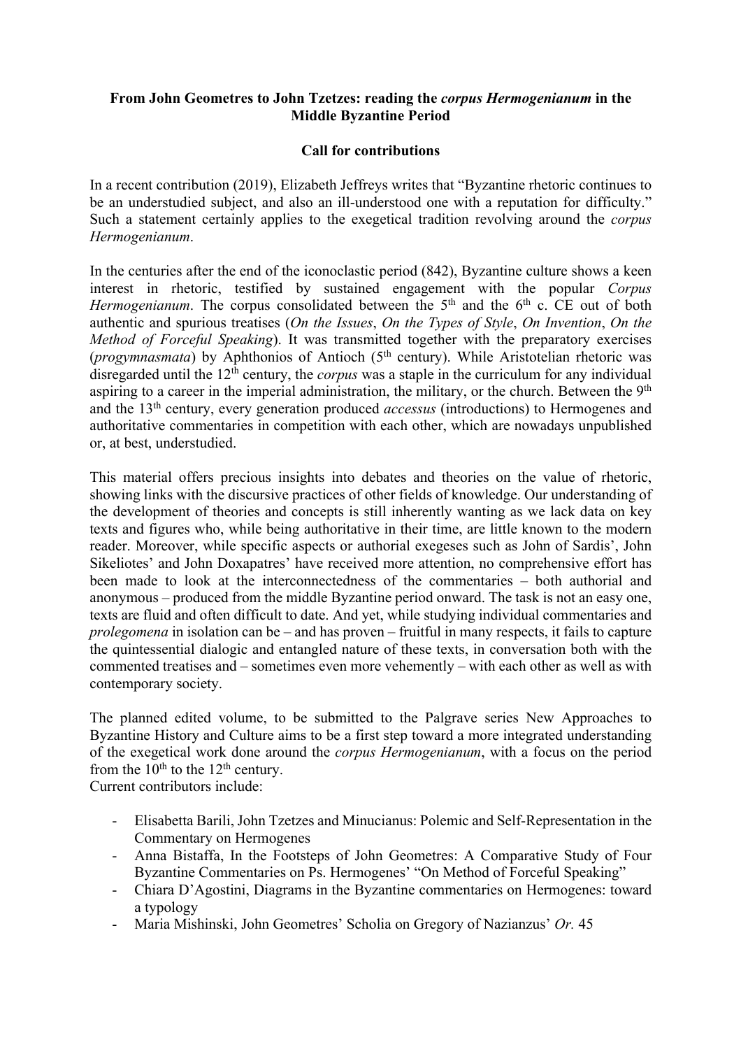**From John Geometres to John Tzetzes: reading the *corpus Hermogenianum* in the Middle Byzantine Period**

**Call for contributions**

In a recent contribution (2019), Elizabeth Jeffreys writes that "Byzantine rhetoric continues to be an understudied subject, and also an ill-understood one with a reputation for difficulty." Such a statement certainly applies to the exegetical tradition revolving around the *corpus Hermogenianum*.

In the centuries after the end of the iconoclastic period (842), Byzantine culture shows a keen interest in rhetoric, testified by sustained engagement with the popular *Corpus Hermogenianum*. The corpus consolidated between the 5th and the 6th c. CE out of both authentic and spurious treatises (*On the Issues*, *On the Types of Style*, *On Invention*, *On the Method of Forceful Speaking*). It was transmitted together with the preparatory exercises (*progymnasmata*) by Aphthonios of Antioch (5th century). While Aristotelian rhetoric was disregarded until the 12th century, the *corpus* was a staple in the curriculum for any individual aspiring to a career in the imperial administration, the military, or the church. Between the 9th and the 13th century, every generation produced *accessus* (introductions) to Hermogenes and authoritative commentaries in competition with each other, which are nowadays unpublished or, at best, understudied.

This material offers precious insights into debates and theories on the value of rhetoric, showing links with the discursive practices of other fields of knowledge. Our understanding of the development of theories and concepts is still inherently wanting as we lack data on key texts and figures who, while being authoritative in their time, are little known to the modern reader. Moreover, while specific aspects or authorial exegeses such as John of Sardis', John Sikeliotes' and John Doxapatres' have received more attention, no comprehensive effort has been made to look at the interconnectedness of the commentaries – both authorial and anonymous – produced from the middle Byzantine period onward. The task is not an easy one, texts are fluid and often difficult to date. And yet, while studying individual commentaries and *prolegomena* in isolation can be – and has proven – fruitful in many respects, it fails to capture the quintessential dialogic and entangled nature of these texts, in conversation both with the commented treatises and – sometimes even more vehemently – with each other as well as with contemporary society.

The planned edited volume, to be submitted to the Palgrave series New Approaches to Byzantine History and Culture aims to be a first step toward a more integrated understanding of the exegetical work done around the *corpus Hermogenianum*, with a focus on the period from the 10th to the 12th century.
Current contributors include:

- Elisabetta Barili, John Tzetzes and Minucianus: Polemic and Self-Representation in the Commentary on Hermogenes
- Anna Bistaffa, In the Footsteps of John Geometres: A Comparative Study of Four Byzantine Commentaries on Ps. Hermogenes' "On Method of Forceful Speaking"
- Chiara D'Agostini, Diagrams in the Byzantine commentaries on Hermogenes: toward a typology
- Maria Mishinski, John Geometres' Scholia on Gregory of Nazianzus' *Or.* 45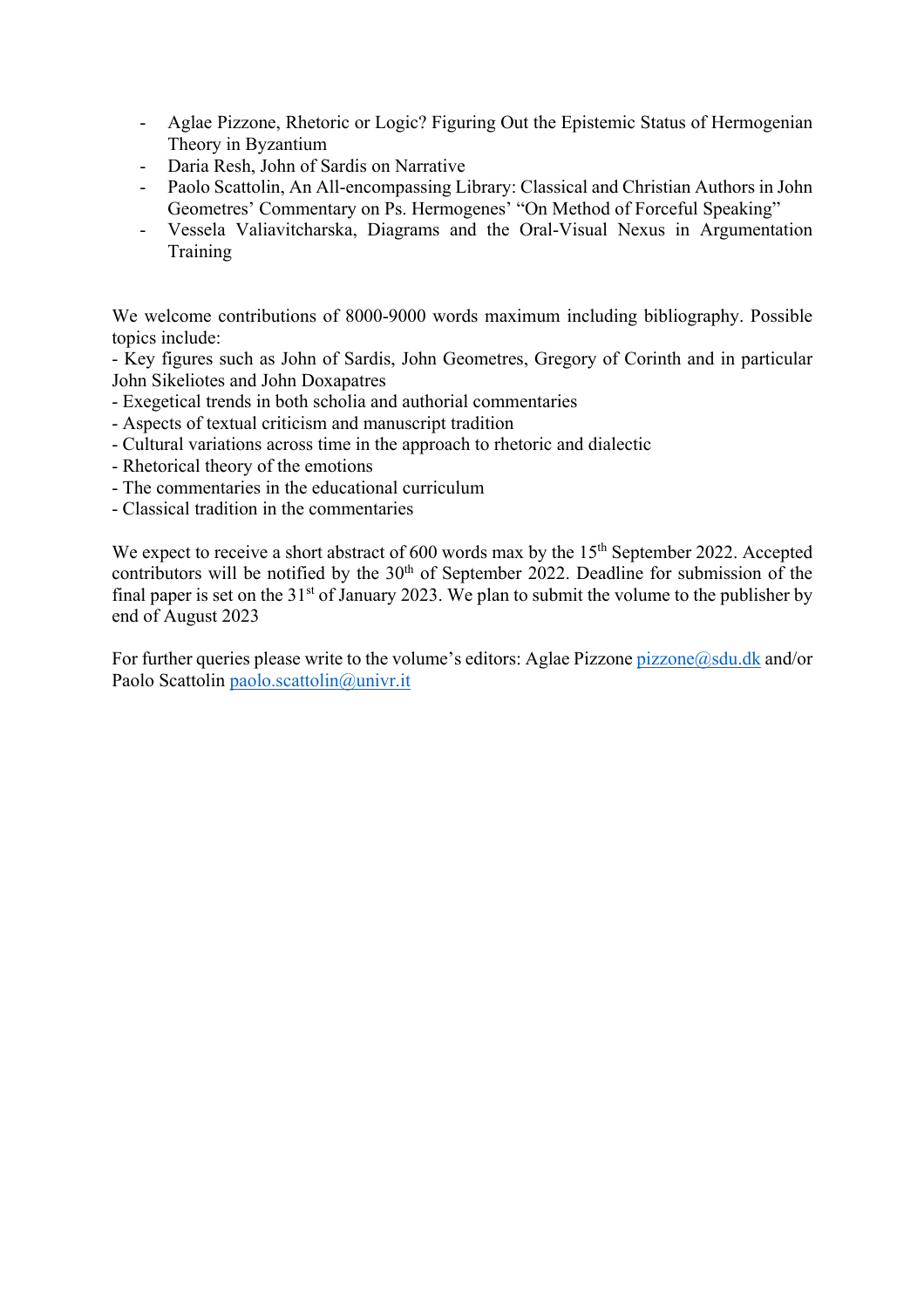- Aglae Pizzone, Rhetoric or Logic? Figuring Out the Epistemic Status of Hermogenian Theory in Byzantium
- Daria Resh, John of Sardis on Narrative
- Paolo Scattolin, An All-encompassing Library: Classical and Christian Authors in John Geometres' Commentary on Ps. Hermogenes' "On Method of Forceful Speaking"
- Vessela Valiavitcharska, Diagrams and the Oral-Visual Nexus in Argumentation Training

We welcome contributions of 8000-9000 words maximum including bibliography. Possible topics include:

- Key figures such as John of Sardis, John Geometres, Gregory of Corinth and in particular John Sikeliotes and John Doxapatres
- Exegetical trends in both scholia and authorial commentaries
- Aspects of textual criticism and manuscript tradition
- Cultural variations across time in the approach to rhetoric and dialectic
- Rhetorical theory of the emotions
- The commentaries in the educational curriculum
- Classical tradition in the commentaries

We expect to receive a short abstract of 600 words max by the 15th September 2022. Accepted contributors will be notified by the 30th of September 2022. Deadline for submission of the final paper is set on the 31st of January 2023. We plan to submit the volume to the publisher by end of August 2023

For further queries please write to the volume's editors: Aglae Pizzone pizzone@sdu.dk and/or Paolo Scattolin paolo.scattolin@univr.it